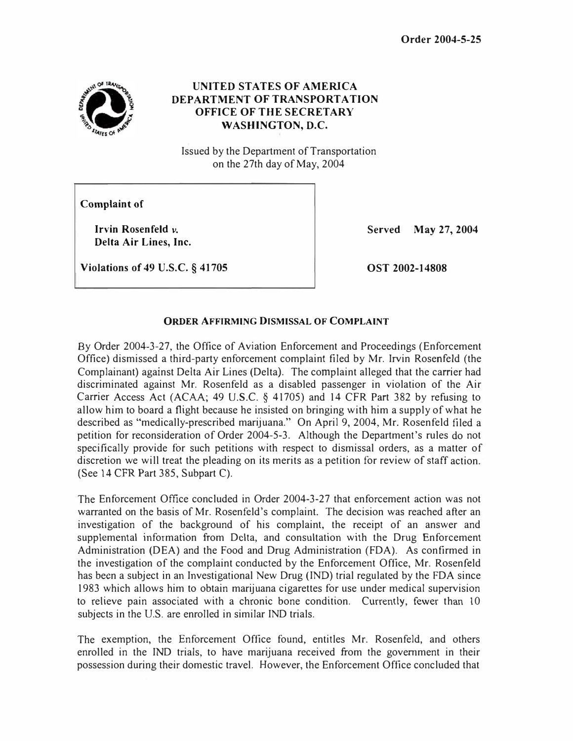Order 2004-5-25

# UNITED STATES OF AMERICA
# DEPARTMENT OF TRANSPORTATION
# OFFICE OF THE SECRETARY
# WASHINGTON, D.C.

Issued by the Department of Transportation
on the 27th day of May, 2004

| | |
|---|---|
| **Complaint of** | |
| **Irvin Rosenfeld *v.* Delta Air Lines, Inc.** | **Served May 27, 2004** |
| **Violations of 49 U.S.C. § 41705** | **OST 2002-14808** |

## ORDER AFFIRMING DISMISSAL OF COMPLAINT

By Order 2004-3-27, the Office of Aviation Enforcement and Proceedings (Enforcement Office) dismissed a third-party enforcement complaint filed by Mr. Irvin Rosenfeld (the Complainant) against Delta Air Lines (Delta). The complaint alleged that the carrier had discriminated against Mr. Rosenfeld as a disabled passenger in violation of the Air Carrier Access Act (ACAA; 49 U.S.C. § 41705) and 14 CFR Part 382 by refusing to allow him to board a flight because he insisted on bringing with him a supply of what he described as "medically-prescribed marijuana." On April 9, 2004, Mr. Rosenfeld filed a petition for reconsideration of Order 2004-5-3. Although the Department's rules do not specifically provide for such petitions with respect to dismissal orders, as a matter of discretion we will treat the pleading on its merits as a petition for review of staff action. (See 14 CFR Part 385, Subpart C).

The Enforcement Office concluded in Order 2004-3-27 that enforcement action was not warranted on the basis of Mr. Rosenfeld's complaint. The decision was reached after an investigation of the background of his complaint, the receipt of an answer and supplemental information from Delta, and consultation with the Drug Enforcement Administration (DEA) and the Food and Drug Administration (FDA). As confirmed in the investigation of the complaint conducted by the Enforcement Office, Mr. Rosenfeld has been a subject in an Investigational New Drug (IND) trial regulated by the FDA since 1983 which allows him to obtain marijuana cigarettes for use under medical supervision to relieve pain associated with a chronic bone condition. Currently, fewer than 10 subjects in the U.S. are enrolled in similar IND trials.

The exemption, the Enforcement Office found, entitles Mr. Rosenfeld, and others enrolled in the IND trials, to have marijuana received from the government in their possession during their domestic travel. However, the Enforcement Office concluded that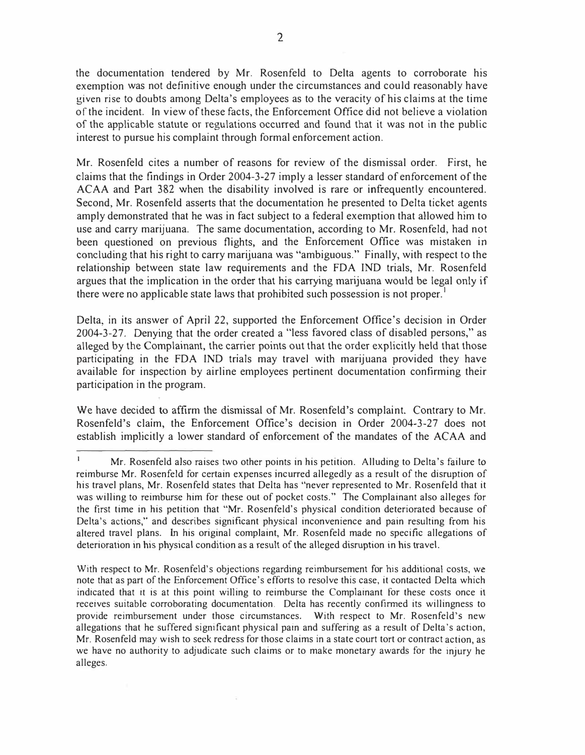the documentation tendered by Mr. Rosenfeld to Delta agents to corroborate his exemption was not definitive enough under the circumstances and could reasonably have given rise to doubts among Delta's employees as to the veracity of his claims at the time of the incident. In view of these facts, the Enforcement Office did not believe a violation of the applicable statute or regulations occurred and found that it was not in the public interest to pursue his complaint through formal enforcement action.

Mr. Rosenfeld cites a number of reasons for review of the dismissal order. First, he claims that the findings in Order 2004-3-27 imply a lesser standard of enforcement of the ACAA and Part 382 when the disability involved is rare or infrequently encountered. Second, Mr. Rosenfeld asserts that the documentation he presented to Delta ticket agents amply demonstrated that he was in fact subject to a federal exemption that allowed him to use and carry marijuana. The same documentation, according to Mr. Rosenfeld, had not been questioned on previous flights, and the Enforcement Office was mistaken in concluding that his right to carry marijuana was "ambiguous." Finally, with respect to the relationship between state law requirements and the FDA IND trials, Mr. Rosenfeld argues that the implication in the order that his carrying marijuana would be legal only if there were no applicable state laws that prohibited such possession is not proper.[1]

Delta, in its answer of April 22, supported the Enforcement Office's decision in Order 2004-3-27. Denying that the order created a "less favored class of disabled persons," as alleged by the Complainant, the carrier points out that the order explicitly held that those participating in the FDA IND trials may travel with marijuana provided they have available for inspection by airline employees pertinent documentation confirming their participation in the program.

We have decided to affirm the dismissal of Mr. Rosenfeld's complaint. Contrary to Mr. Rosenfeld's claim, the Enforcement Office's decision in Order 2004-3-27 does not establish implicitly a lower standard of enforcement of the mandates of the ACAA and

---

[1] Mr. Rosenfeld also raises two other points in his petition. Alluding to Delta's failure to reimburse Mr. Rosenfeld for certain expenses incurred allegedly as a result of the disruption of his travel plans, Mr. Rosenfeld states that Delta has "never represented to Mr. Rosenfeld that it was willing to reimburse him for these out of pocket costs." The Complainant also alleges for the first time in his petition that "Mr. Rosenfeld's physical condition deteriorated because of Delta's actions," and describes significant physical inconvenience and pain resulting from his altered travel plans. In his original complaint, Mr. Rosenfeld made no specific allegations of deterioration in his physical condition as a result of the alleged disruption in his travel.

With respect to Mr. Rosenfeld's objections regarding reimbursement for his additional costs, we note that as part of the Enforcement Office's efforts to resolve this case, it contacted Delta which indicated that it is at this point willing to reimburse the Complainant for these costs once it receives suitable corroborating documentation. Delta has recently confirmed its willingness to provide reimbursement under those circumstances. With respect to Mr. Rosenfeld's new allegations that he suffered significant physical pain and suffering as a result of Delta's action, Mr. Rosenfeld may wish to seek redress for those claims in a state court tort or contract action, as we have no authority to adjudicate such claims or to make monetary awards for the injury he alleges.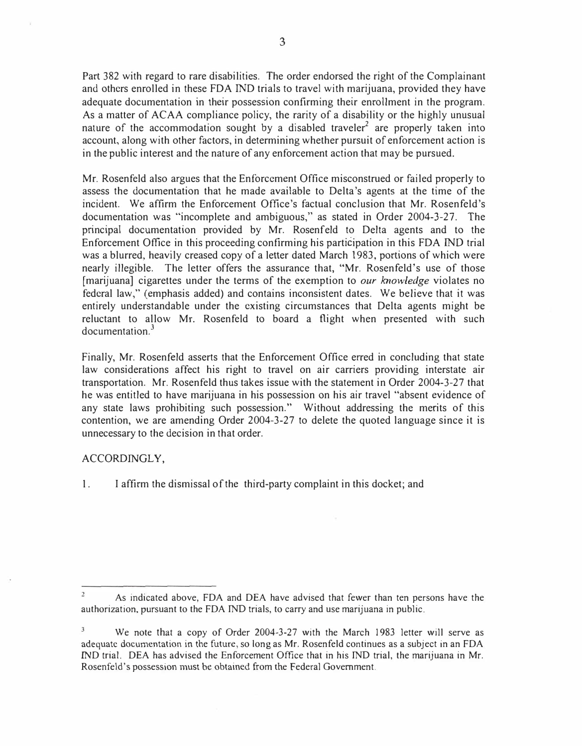Part 382 with regard to rare disabilities. The order endorsed the right of the Complainant and others enrolled in these FDA IND trials to travel with marijuana, provided they have adequate documentation in their possession confirming their enrollment in the program. As a matter of ACAA compliance policy, the rarity of a disability or the highly unusual nature of the accommodation sought by a disabled traveler[2] are properly taken into account, along with other factors, in determining whether pursuit of enforcement action is in the public interest and the nature of any enforcement action that may be pursued.

Mr. Rosenfeld also argues that the Enforcement Office misconstrued or failed properly to assess the documentation that he made available to Delta's agents at the time of the incident. We affirm the Enforcement Office's factual conclusion that Mr. Rosenfeld's documentation was "incomplete and ambiguous," as stated in Order 2004-3-27. The principal documentation provided by Mr. Rosenfeld to Delta agents and to the Enforcement Office in this proceeding confirming his participation in this FDA IND trial was a blurred, heavily creased copy of a letter dated March 1983, portions of which were nearly illegible. The letter offers the assurance that, "Mr. Rosenfeld's use of those [marijuana] cigarettes under the terms of the exemption to *our knowledge* violates no federal law," (emphasis added) and contains inconsistent dates. We believe that it was entirely understandable under the existing circumstances that Delta agents might be reluctant to allow Mr. Rosenfeld to board a flight when presented with such documentation.[3]

Finally, Mr. Rosenfeld asserts that the Enforcement Office erred in concluding that state law considerations affect his right to travel on air carriers providing interstate air transportation. Mr. Rosenfeld thus takes issue with the statement in Order 2004-3-27 that he was entitled to have marijuana in his possession on his air travel "absent evidence of any state laws prohibiting such possession." Without addressing the merits of this contention, we are amending Order 2004-3-27 to delete the quoted language since it is unnecessary to the decision in that order.

ACCORDINGLY,

1. I affirm the dismissal of the third-party complaint in this docket; and

---

[2] As indicated above, FDA and DEA have advised that fewer than ten persons have the authorization, pursuant to the FDA IND trials, to carry and use marijuana in public.

[3] We note that a copy of Order 2004-3-27 with the March 1983 letter will serve as adequate documentation in the future, so long as Mr. Rosenfeld continues as a subject in an FDA IND trial. DEA has advised the Enforcement Office that in his IND trial, the marijuana in Mr. Rosenfeld's possession must be obtained from the Federal Government.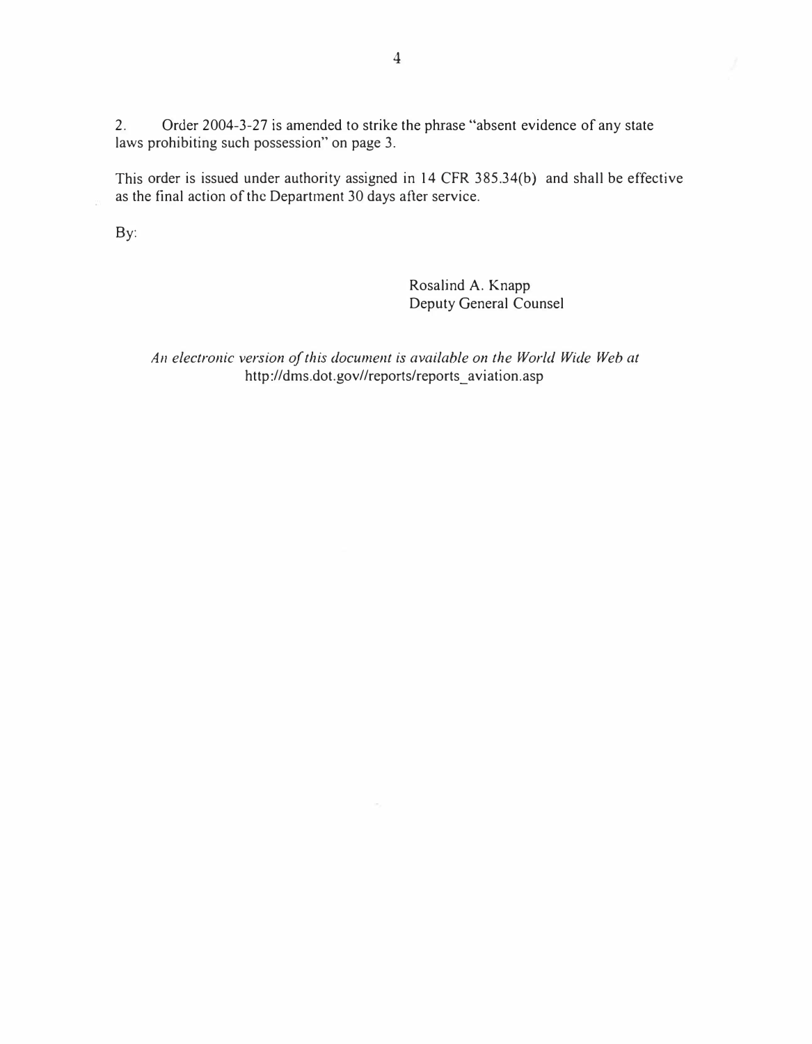2. Order 2004-3-27 is amended to strike the phrase "absent evidence of any state laws prohibiting such possession" on page 3.

This order is issued under authority assigned in 14 CFR 385.34(b) and shall be effective as the final action of the Department 30 days after service.

By:

Rosalind A. Knapp
Deputy General Counsel

*An electronic version of this document is available on the World Wide Web at*
http://dms.dot.gov//reports/reports_aviation.asp